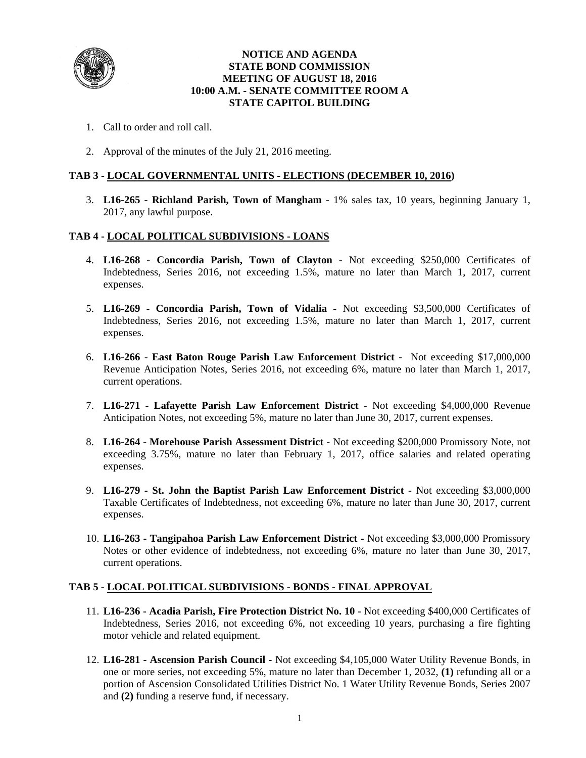# NOTICE AND AGENDA
# STATE BOND COMMISSION
# MEETING OF AUGUST 18, 2016
# 10:00 A.M. - SENATE COMMITTEE ROOM A
# STATE CAPITOL BUILDING

1. Call to order and roll call.

2. Approval of the minutes of the July 21, 2016 meeting.

## TAB 3 - LOCAL GOVERNMENTAL UNITS - ELECTIONS (DECEMBER 10, 2016)

3. **L16-265 - Richland Parish, Town of Mangham** - 1% sales tax, 10 years, beginning January 1, 2017, any lawful purpose.

## TAB 4 - LOCAL POLITICAL SUBDIVISIONS - LOANS

4. **L16-268 - Concordia Parish, Town of Clayton -** Not exceeding $250,000 Certificates of Indebtedness, Series 2016, not exceeding 1.5%, mature no later than March 1, 2017, current expenses.

5. **L16-269 - Concordia Parish, Town of Vidalia -** Not exceeding $3,500,000 Certificates of Indebtedness, Series 2016, not exceeding 1.5%, mature no later than March 1, 2017, current expenses.

6. **L16-266 - East Baton Rouge Parish Law Enforcement District -** Not exceeding $17,000,000 Revenue Anticipation Notes, Series 2016, not exceeding 6%, mature no later than March 1, 2017, current operations.

7. **L16-271 - Lafayette Parish Law Enforcement District** - Not exceeding $4,000,000 Revenue Anticipation Notes, not exceeding 5%, mature no later than June 30, 2017, current expenses.

8. **L16-264 - Morehouse Parish Assessment District -** Not exceeding $200,000 Promissory Note, not exceeding 3.75%, mature no later than February 1, 2017, office salaries and related operating expenses.

9. **L16-279 - St. John the Baptist Parish Law Enforcement District** - Not exceeding $3,000,000 Taxable Certificates of Indebtedness, not exceeding 6%, mature no later than June 30, 2017, current expenses.

10. **L16-263 - Tangipahoa Parish Law Enforcement District -** Not exceeding $3,000,000 Promissory Notes or other evidence of indebtedness, not exceeding 6%, mature no later than June 30, 2017, current operations.

## TAB 5 - LOCAL POLITICAL SUBDIVISIONS - BONDS - FINAL APPROVAL

11. **L16-236 - Acadia Parish, Fire Protection District No. 10** - Not exceeding $400,000 Certificates of Indebtedness, Series 2016, not exceeding 6%, not exceeding 10 years, purchasing a fire fighting motor vehicle and related equipment.

12. **L16-281 - Ascension Parish Council -** Not exceeding $4,105,000 Water Utility Revenue Bonds, in one or more series, not exceeding 5%, mature no later than December 1, 2032, **(1)** refunding all or a portion of Ascension Consolidated Utilities District No. 1 Water Utility Revenue Bonds, Series 2007 and **(2)** funding a reserve fund, if necessary.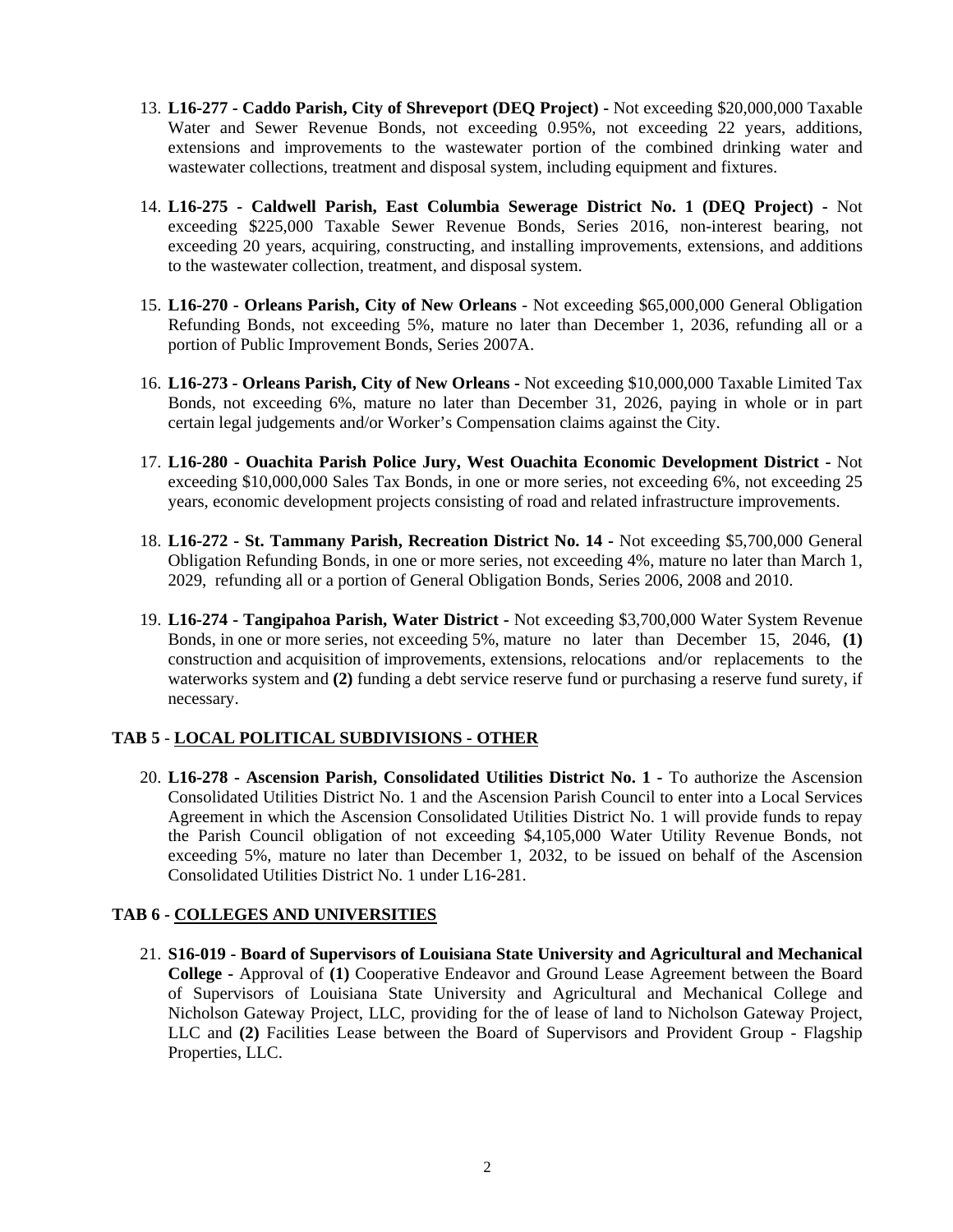13. **L16-277 - Caddo Parish, City of Shreveport (DEQ Project) -** Not exceeding $20,000,000 Taxable Water and Sewer Revenue Bonds, not exceeding 0.95%, not exceeding 22 years, additions, extensions and improvements to the wastewater portion of the combined drinking water and wastewater collections, treatment and disposal system, including equipment and fixtures.

14. **L16-275 - Caldwell Parish, East Columbia Sewerage District No. 1 (DEQ Project) -** Not exceeding $225,000 Taxable Sewer Revenue Bonds, Series 2016, non-interest bearing, not exceeding 20 years, acquiring, constructing, and installing improvements, extensions, and additions to the wastewater collection, treatment, and disposal system.

15. **L16-270 - Orleans Parish, City of New Orleans** - Not exceeding $65,000,000 General Obligation Refunding Bonds, not exceeding 5%, mature no later than December 1, 2036, refunding all or a portion of Public Improvement Bonds, Series 2007A.

16. **L16-273 - Orleans Parish, City of New Orleans -** Not exceeding $10,000,000 Taxable Limited Tax Bonds, not exceeding 6%, mature no later than December 31, 2026, paying in whole or in part certain legal judgements and/or Worker's Compensation claims against the City.

17. **L16-280 - Ouachita Parish Police Jury, West Ouachita Economic Development District -** Not exceeding $10,000,000 Sales Tax Bonds, in one or more series, not exceeding 6%, not exceeding 25 years, economic development projects consisting of road and related infrastructure improvements.

18. **L16-272 - St. Tammany Parish, Recreation District No. 14 -** Not exceeding $5,700,000 General Obligation Refunding Bonds, in one or more series, not exceeding 4%, mature no later than March 1, 2029, refunding all or a portion of General Obligation Bonds, Series 2006, 2008 and 2010.

19. **L16-274 - Tangipahoa Parish, Water District -** Not exceeding $3,700,000 Water System Revenue Bonds, in one or more series, not exceeding 5%, mature no later than December 15, 2046, **(1)** construction and acquisition of improvements, extensions, relocations and/or replacements to the waterworks system and **(2)** funding a debt service reserve fund or purchasing a reserve fund surety, if necessary.

## TAB 5 - LOCAL POLITICAL SUBDIVISIONS - OTHER

20. **L16-278 - Ascension Parish, Consolidated Utilities District No. 1 -** To authorize the Ascension Consolidated Utilities District No. 1 and the Ascension Parish Council to enter into a Local Services Agreement in which the Ascension Consolidated Utilities District No. 1 will provide funds to repay the Parish Council obligation of not exceeding $4,105,000 Water Utility Revenue Bonds, not exceeding 5%, mature no later than December 1, 2032, to be issued on behalf of the Ascension Consolidated Utilities District No. 1 under L16-281.

## TAB 6 - COLLEGES AND UNIVERSITIES

21. **S16-019 - Board of Supervisors of Louisiana State University and Agricultural and Mechanical College -** Approval of **(1)** Cooperative Endeavor and Ground Lease Agreement between the Board of Supervisors of Louisiana State University and Agricultural and Mechanical College and Nicholson Gateway Project, LLC, providing for the of lease of land to Nicholson Gateway Project, LLC and **(2)** Facilities Lease between the Board of Supervisors and Provident Group - Flagship Properties, LLC.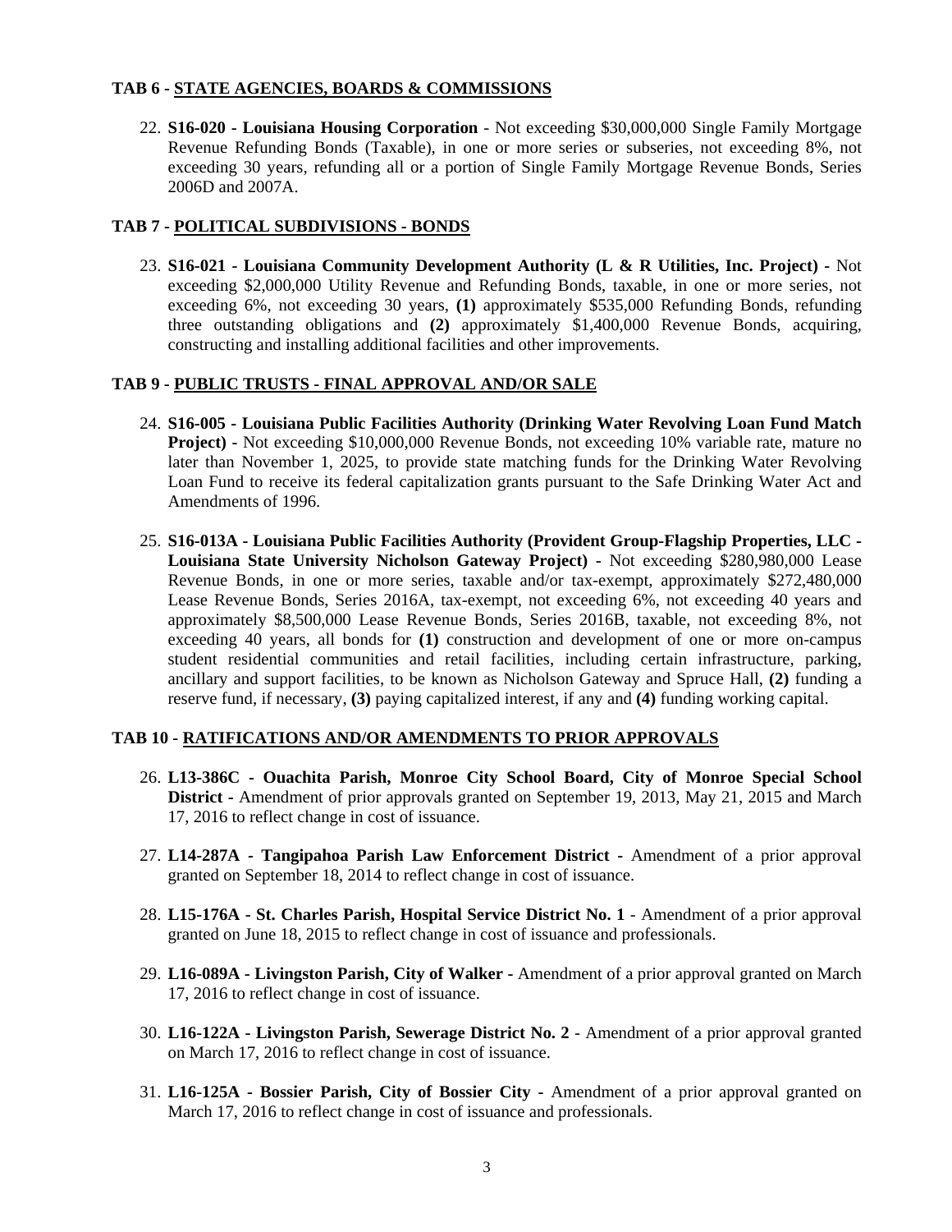**TAB 6 - STATE AGENCIES, BOARDS & COMMISSIONS**

22. **S16-020 - Louisiana Housing Corporation** - Not exceeding $30,000,000 Single Family Mortgage Revenue Refunding Bonds (Taxable), in one or more series or subseries, not exceeding 8%, not exceeding 30 years, refunding all or a portion of Single Family Mortgage Revenue Bonds, Series 2006D and 2007A.

**TAB 7 - POLITICAL SUBDIVISIONS - BONDS**

23. **S16-021 - Louisiana Community Development Authority (L & R Utilities, Inc. Project) -** Not exceeding $2,000,000 Utility Revenue and Refunding Bonds, taxable, in one or more series, not exceeding 6%, not exceeding 30 years, **(1)** approximately $535,000 Refunding Bonds, refunding three outstanding obligations and **(2)** approximately $1,400,000 Revenue Bonds, acquiring, constructing and installing additional facilities and other improvements.

**TAB 9 - PUBLIC TRUSTS - FINAL APPROVAL AND/OR SALE**

24. **S16-005 - Louisiana Public Facilities Authority (Drinking Water Revolving Loan Fund Match Project) -** Not exceeding $10,000,000 Revenue Bonds, not exceeding 10% variable rate, mature no later than November 1, 2025, to provide state matching funds for the Drinking Water Revolving Loan Fund to receive its federal capitalization grants pursuant to the Safe Drinking Water Act and Amendments of 1996.

25. **S16-013A - Louisiana Public Facilities Authority (Provident Group-Flagship Properties, LLC - Louisiana State University Nicholson Gateway Project) -** Not exceeding $280,980,000 Lease Revenue Bonds, in one or more series, taxable and/or tax-exempt, approximately $272,480,000 Lease Revenue Bonds, Series 2016A, tax-exempt, not exceeding 6%, not exceeding 40 years and approximately $8,500,000 Lease Revenue Bonds, Series 2016B, taxable, not exceeding 8%, not exceeding 40 years, all bonds for **(1)** construction and development of one or more on-campus student residential communities and retail facilities, including certain infrastructure, parking, ancillary and support facilities, to be known as Nicholson Gateway and Spruce Hall, **(2)** funding a reserve fund, if necessary, **(3)** paying capitalized interest, if any and **(4)** funding working capital.

**TAB 10 - RATIFICATIONS AND/OR AMENDMENTS TO PRIOR APPROVALS**

26. **L13-386C - Ouachita Parish, Monroe City School Board, City of Monroe Special School District -** Amendment of prior approvals granted on September 19, 2013, May 21, 2015 and March 17, 2016 to reflect change in cost of issuance.

27. **L14-287A - Tangipahoa Parish Law Enforcement District -** Amendment of a prior approval granted on September 18, 2014 to reflect change in cost of issuance.

28. **L15-176A - St. Charles Parish, Hospital Service District No. 1** - Amendment of a prior approval granted on June 18, 2015 to reflect change in cost of issuance and professionals.

29. **L16-089A - Livingston Parish, City of Walker -** Amendment of a prior approval granted on March 17, 2016 to reflect change in cost of issuance.

30. **L16-122A - Livingston Parish, Sewerage District No. 2** - Amendment of a prior approval granted on March 17, 2016 to reflect change in cost of issuance.

31. **L16-125A - Bossier Parish, City of Bossier City -** Amendment of a prior approval granted on March 17, 2016 to reflect change in cost of issuance and professionals.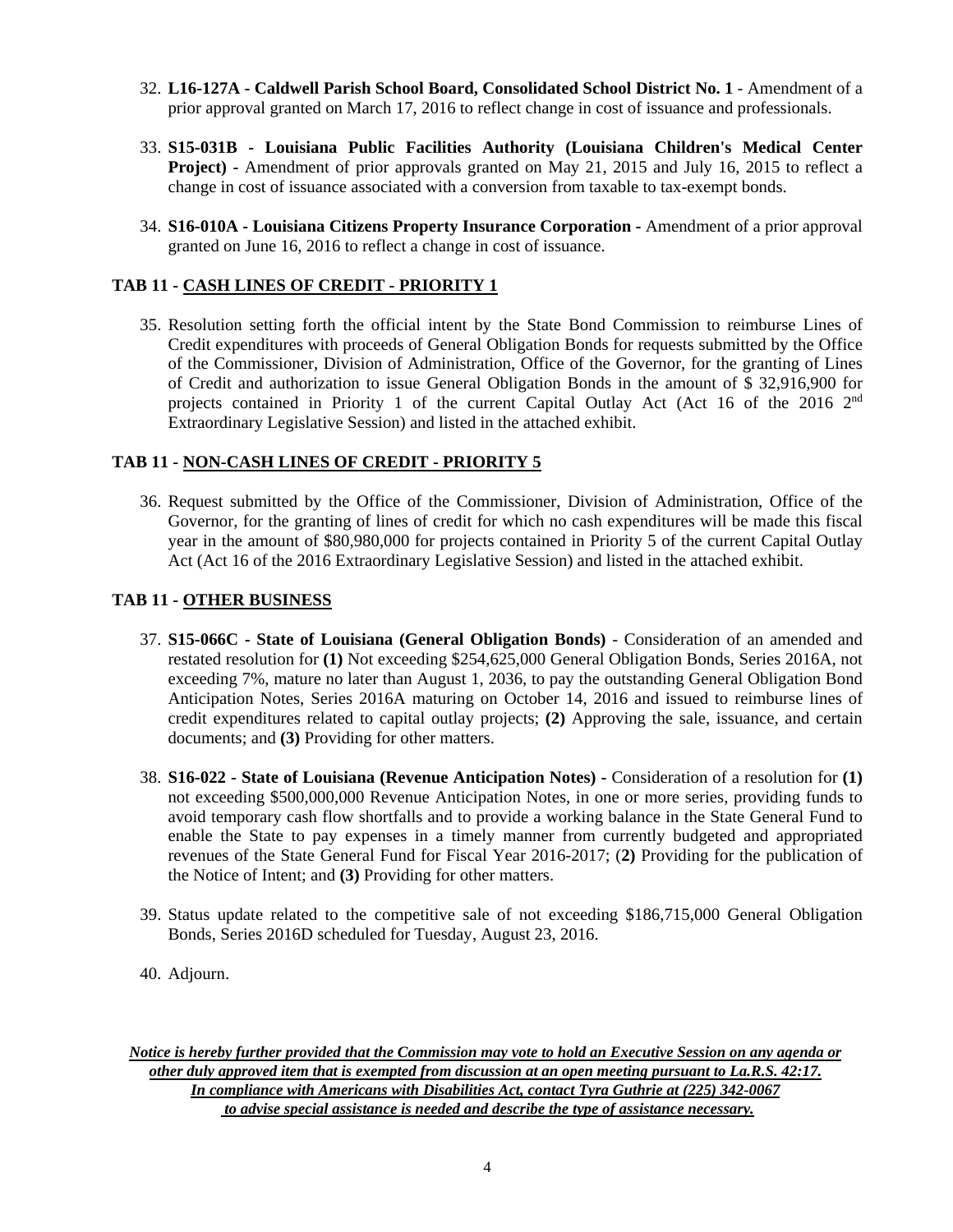32. **L16-127A - Caldwell Parish School Board, Consolidated School District No. 1** - Amendment of a prior approval granted on March 17, 2016 to reflect change in cost of issuance and professionals.

33. **S15-031B - Louisiana Public Facilities Authority (Louisiana Children's Medical Center Project) -** Amendment of prior approvals granted on May 21, 2015 and July 16, 2015 to reflect a change in cost of issuance associated with a conversion from taxable to tax-exempt bonds.

34. **S16-010A - Louisiana Citizens Property Insurance Corporation -** Amendment of a prior approval granted on June 16, 2016 to reflect a change in cost of issuance.

## TAB 11 - CASH LINES OF CREDIT - PRIORITY 1

35. Resolution setting forth the official intent by the State Bond Commission to reimburse Lines of Credit expenditures with proceeds of General Obligation Bonds for requests submitted by the Office of the Commissioner, Division of Administration, Office of the Governor, for the granting of Lines of Credit and authorization to issue General Obligation Bonds in the amount of $ 32,916,900 for projects contained in Priority 1 of the current Capital Outlay Act (Act 16 of the 2016 2nd Extraordinary Legislative Session) and listed in the attached exhibit.

## TAB 11 - NON-CASH LINES OF CREDIT - PRIORITY 5

36. Request submitted by the Office of the Commissioner, Division of Administration, Office of the Governor, for the granting of lines of credit for which no cash expenditures will be made this fiscal year in the amount of $80,980,000 for projects contained in Priority 5 of the current Capital Outlay Act (Act 16 of the 2016 Extraordinary Legislative Session) and listed in the attached exhibit.

## TAB 11 - OTHER BUSINESS

37. **S15-066C - State of Louisiana (General Obligation Bonds)** - Consideration of an amended and restated resolution for **(1)** Not exceeding $254,625,000 General Obligation Bonds, Series 2016A, not exceeding 7%, mature no later than August 1, 2036, to pay the outstanding General Obligation Bond Anticipation Notes, Series 2016A maturing on October 14, 2016 and issued to reimburse lines of credit expenditures related to capital outlay projects; **(2)** Approving the sale, issuance, and certain documents; and **(3)** Providing for other matters.

38. **S16-022 - State of Louisiana (Revenue Anticipation Notes) -** Consideration of a resolution for **(1)** not exceeding $500,000,000 Revenue Anticipation Notes, in one or more series, providing funds to avoid temporary cash flow shortfalls and to provide a working balance in the State General Fund to enable the State to pay expenses in a timely manner from currently budgeted and appropriated revenues of the State General Fund for Fiscal Year 2016-2017; (**2)** Providing for the publication of the Notice of Intent; and **(3)** Providing for other matters.

39. Status update related to the competitive sale of not exceeding $186,715,000 General Obligation Bonds, Series 2016D scheduled for Tuesday, August 23, 2016.

40. Adjourn.

***Notice is hereby further provided that the Commission may vote to hold an Executive Session on any agenda or other duly approved item that is exempted from discussion at an open meeting pursuant to La.R.S. 42:17. In compliance with Americans with Disabilities Act, contact Tyra Guthrie at (225) 342-0067 to advise special assistance is needed and describe the type of assistance necessary.***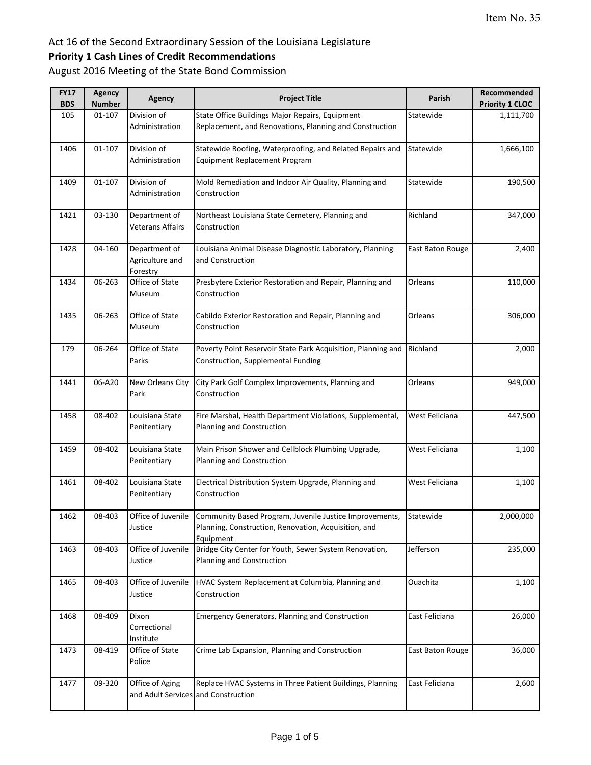Item No. 35

Act 16 of the Second Extraordinary Session of the Louisiana Legislature

**Priority 1 Cash Lines of Credit Recommendations**

August 2016 Meeting of the State Bond Commission

| FY17 BDS | Agency Number | Agency | Project Title | Parish | Recommended Priority 1 CLOC |
|---|---|---|---|---|---|
| 105 | 01-107 | Division of Administration | State Office Buildings Major Repairs, Equipment Replacement, and Renovations, Planning and Construction | Statewide | 1,111,700 |
| 1406 | 01-107 | Division of Administration | Statewide Roofing, Waterproofing, and Related Repairs and Equipment Replacement Program | Statewide | 1,666,100 |
| 1409 | 01-107 | Division of Administration | Mold Remediation and Indoor Air Quality, Planning and Construction | Statewide | 190,500 |
| 1421 | 03-130 | Department of Veterans Affairs | Northeast Louisiana State Cemetery, Planning and Construction | Richland | 347,000 |
| 1428 | 04-160 | Department of Agriculture and Forestry | Louisiana Animal Disease Diagnostic Laboratory, Planning and Construction | East Baton Rouge | 2,400 |
| 1434 | 06-263 | Office of State Museum | Presbytere Exterior Restoration and Repair, Planning and Construction | Orleans | 110,000 |
| 1435 | 06-263 | Office of State Museum | Cabildo Exterior Restoration and Repair, Planning and Construction | Orleans | 306,000 |
| 179 | 06-264 | Office of State Parks | Poverty Point Reservoir State Park Acquisition, Planning and Construction, Supplemental Funding | Richland | 2,000 |
| 1441 | 06-A20 | New Orleans City Park | City Park Golf Complex Improvements, Planning and Construction | Orleans | 949,000 |
| 1458 | 08-402 | Louisiana State Penitentiary | Fire Marshal, Health Department Violations, Supplemental, Planning and Construction | West Feliciana | 447,500 |
| 1459 | 08-402 | Louisiana State Penitentiary | Main Prison Shower and Cellblock Plumbing Upgrade, Planning and Construction | West Feliciana | 1,100 |
| 1461 | 08-402 | Louisiana State Penitentiary | Electrical Distribution System Upgrade, Planning and Construction | West Feliciana | 1,100 |
| 1462 | 08-403 | Office of Juvenile Justice | Community Based Program, Juvenile Justice Improvements, Planning, Construction, Renovation, Acquisition, and Equipment | Statewide | 2,000,000 |
| 1463 | 08-403 | Office of Juvenile Justice | Bridge City Center for Youth, Sewer System Renovation, Planning and Construction | Jefferson | 235,000 |
| 1465 | 08-403 | Office of Juvenile Justice | HVAC System Replacement at Columbia, Planning and Construction | Ouachita | 1,100 |
| 1468 | 08-409 | Dixon Correctional Institute | Emergency Generators, Planning and Construction | East Feliciana | 26,000 |
| 1473 | 08-419 | Office of State Police | Crime Lab Expansion, Planning and Construction | East Baton Rouge | 36,000 |
| 1477 | 09-320 | Office of Aging and Adult Services | Replace HVAC Systems in Three Patient Buildings, Planning and Construction | East Feliciana | 2,600 |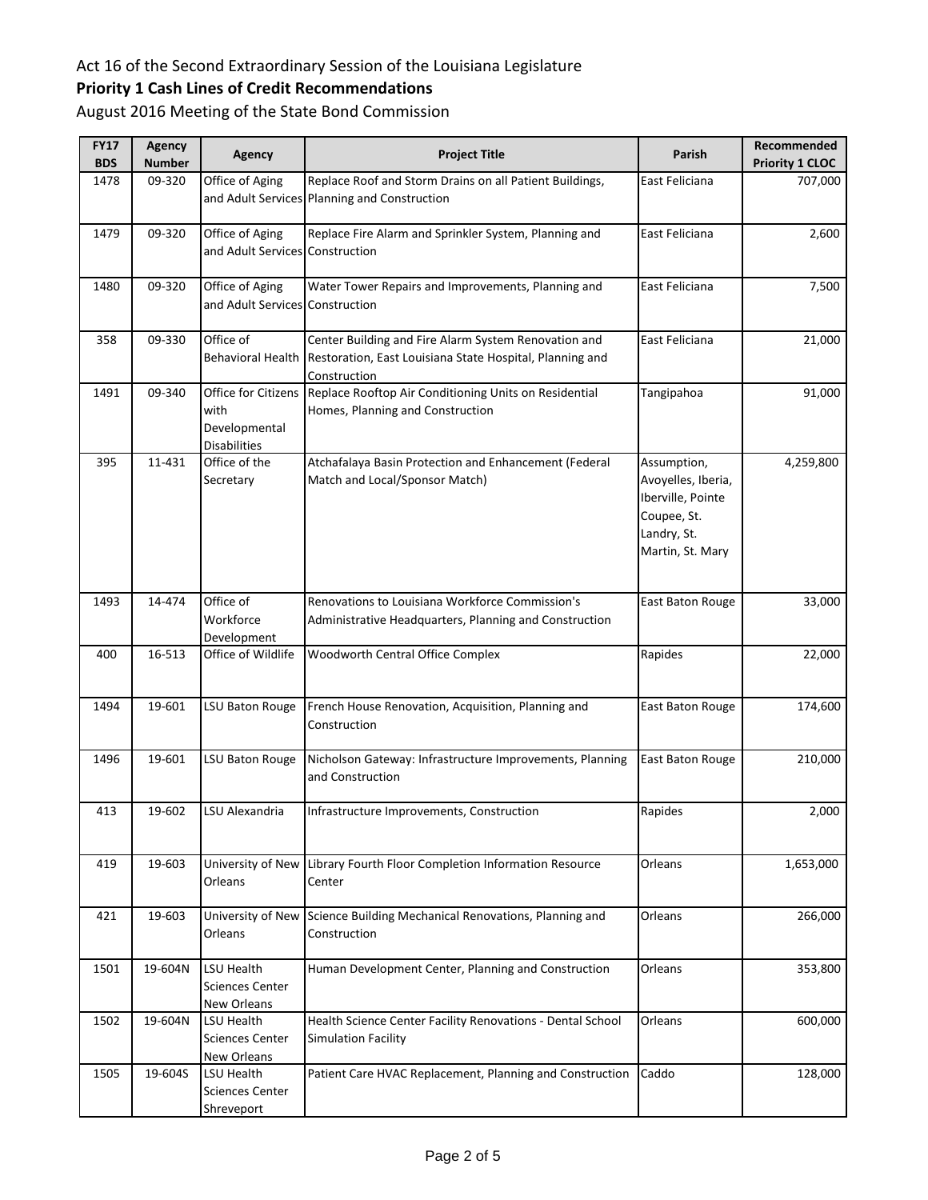Act 16 of the Second Extraordinary Session of the Louisiana Legislature

**Priority 1 Cash Lines of Credit Recommendations**

August 2016 Meeting of the State Bond Commission

| FY17 BDS | Agency Number | Agency | Project Title | Parish | Recommended Priority 1 CLOC |
|---|---|---|---|---|---|
| 1478 | 09-320 | Office of Aging and Adult Services | Replace Roof and Storm Drains on all Patient Buildings, Planning and Construction | East Feliciana | 707,000 |
| 1479 | 09-320 | Office of Aging and Adult Services | Replace Fire Alarm and Sprinkler System, Planning and Construction | East Feliciana | 2,600 |
| 1480 | 09-320 | Office of Aging and Adult Services | Water Tower Repairs and Improvements, Planning and Construction | East Feliciana | 7,500 |
| 358 | 09-330 | Office of Behavioral Health | Center Building and Fire Alarm System Renovation and Restoration, East Louisiana State Hospital, Planning and Construction | East Feliciana | 21,000 |
| 1491 | 09-340 | Office for Citizens with Developmental Disabilities | Replace Rooftop Air Conditioning Units on Residential Homes, Planning and Construction | Tangipahoa | 91,000 |
| 395 | 11-431 | Office of the Secretary | Atchafalaya Basin Protection and Enhancement (Federal Match and Local/Sponsor Match) | Assumption, Avoyelles, Iberia, Iberville, Pointe Coupee, St. Landry, St. Martin, St. Mary | 4,259,800 |
| 1493 | 14-474 | Office of Workforce Development | Renovations to Louisiana Workforce Commission's Administrative Headquarters, Planning and Construction | East Baton Rouge | 33,000 |
| 400 | 16-513 | Office of Wildlife | Woodworth Central Office Complex | Rapides | 22,000 |
| 1494 | 19-601 | LSU Baton Rouge | French House Renovation, Acquisition, Planning and Construction | East Baton Rouge | 174,600 |
| 1496 | 19-601 | LSU Baton Rouge | Nicholson Gateway: Infrastructure Improvements, Planning and Construction | East Baton Rouge | 210,000 |
| 413 | 19-602 | LSU Alexandria | Infrastructure Improvements, Construction | Rapides | 2,000 |
| 419 | 19-603 | University of New Orleans | Library Fourth Floor Completion Information Resource Center | Orleans | 1,653,000 |
| 421 | 19-603 | University of New Orleans | Science Building Mechanical Renovations, Planning and Construction | Orleans | 266,000 |
| 1501 | 19-604N | LSU Health Sciences Center New Orleans | Human Development Center, Planning and Construction | Orleans | 353,800 |
| 1502 | 19-604N | LSU Health Sciences Center New Orleans | Health Science Center Facility Renovations - Dental School Simulation Facility | Orleans | 600,000 |
| 1505 | 19-604S | LSU Health Sciences Center Shreveport | Patient Care HVAC Replacement, Planning and Construction | Caddo | 128,000 |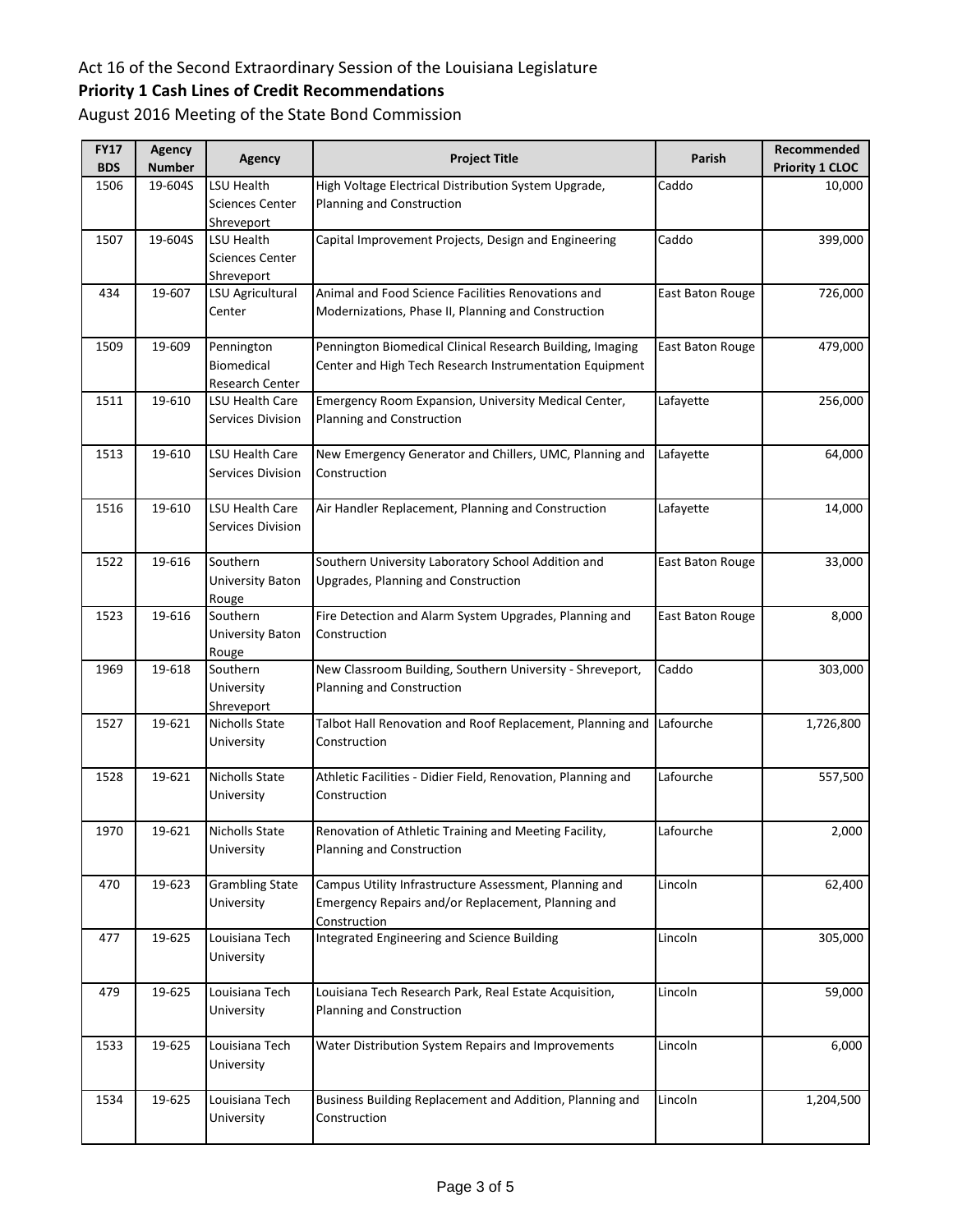Act 16 of the Second Extraordinary Session of the Louisiana Legislature

**Priority 1 Cash Lines of Credit Recommendations**

August 2016 Meeting of the State Bond Commission

| FY17 BDS | Agency Number | Agency | Project Title | Parish | Recommended Priority 1 CLOC |
|---|---|---|---|---|---|
| 1506 | 19-604S | LSU Health Sciences Center Shreveport | High Voltage Electrical Distribution System Upgrade, Planning and Construction | Caddo | 10,000 |
| 1507 | 19-604S | LSU Health Sciences Center Shreveport | Capital Improvement Projects, Design and Engineering | Caddo | 399,000 |
| 434 | 19-607 | LSU Agricultural Center | Animal and Food Science Facilities Renovations and Modernizations, Phase II, Planning and Construction | East Baton Rouge | 726,000 |
| 1509 | 19-609 | Pennington Biomedical Research Center | Pennington Biomedical Clinical Research Building, Imaging Center and High Tech Research Instrumentation Equipment | East Baton Rouge | 479,000 |
| 1511 | 19-610 | LSU Health Care Services Division | Emergency Room Expansion, University Medical Center, Planning and Construction | Lafayette | 256,000 |
| 1513 | 19-610 | LSU Health Care Services Division | New Emergency Generator and Chillers, UMC, Planning and Construction | Lafayette | 64,000 |
| 1516 | 19-610 | LSU Health Care Services Division | Air Handler Replacement, Planning and Construction | Lafayette | 14,000 |
| 1522 | 19-616 | Southern University Baton Rouge | Southern University Laboratory School Addition and Upgrades, Planning and Construction | East Baton Rouge | 33,000 |
| 1523 | 19-616 | Southern University Baton Rouge | Fire Detection and Alarm System Upgrades, Planning and Construction | East Baton Rouge | 8,000 |
| 1969 | 19-618 | Southern University Shreveport | New Classroom Building, Southern University - Shreveport, Planning and Construction | Caddo | 303,000 |
| 1527 | 19-621 | Nicholls State University | Talbot Hall Renovation and Roof Replacement, Planning and Construction | Lafourche | 1,726,800 |
| 1528 | 19-621 | Nicholls State University | Athletic Facilities - Didier Field, Renovation, Planning and Construction | Lafourche | 557,500 |
| 1970 | 19-621 | Nicholls State University | Renovation of Athletic Training and Meeting Facility, Planning and Construction | Lafourche | 2,000 |
| 470 | 19-623 | Grambling State University | Campus Utility Infrastructure Assessment, Planning and Emergency Repairs and/or Replacement, Planning and Construction | Lincoln | 62,400 |
| 477 | 19-625 | Louisiana Tech University | Integrated Engineering and Science Building | Lincoln | 305,000 |
| 479 | 19-625 | Louisiana Tech University | Louisiana Tech Research Park, Real Estate Acquisition, Planning and Construction | Lincoln | 59,000 |
| 1533 | 19-625 | Louisiana Tech University | Water Distribution System Repairs and Improvements | Lincoln | 6,000 |
| 1534 | 19-625 | Louisiana Tech University | Business Building Replacement and Addition, Planning and Construction | Lincoln | 1,204,500 |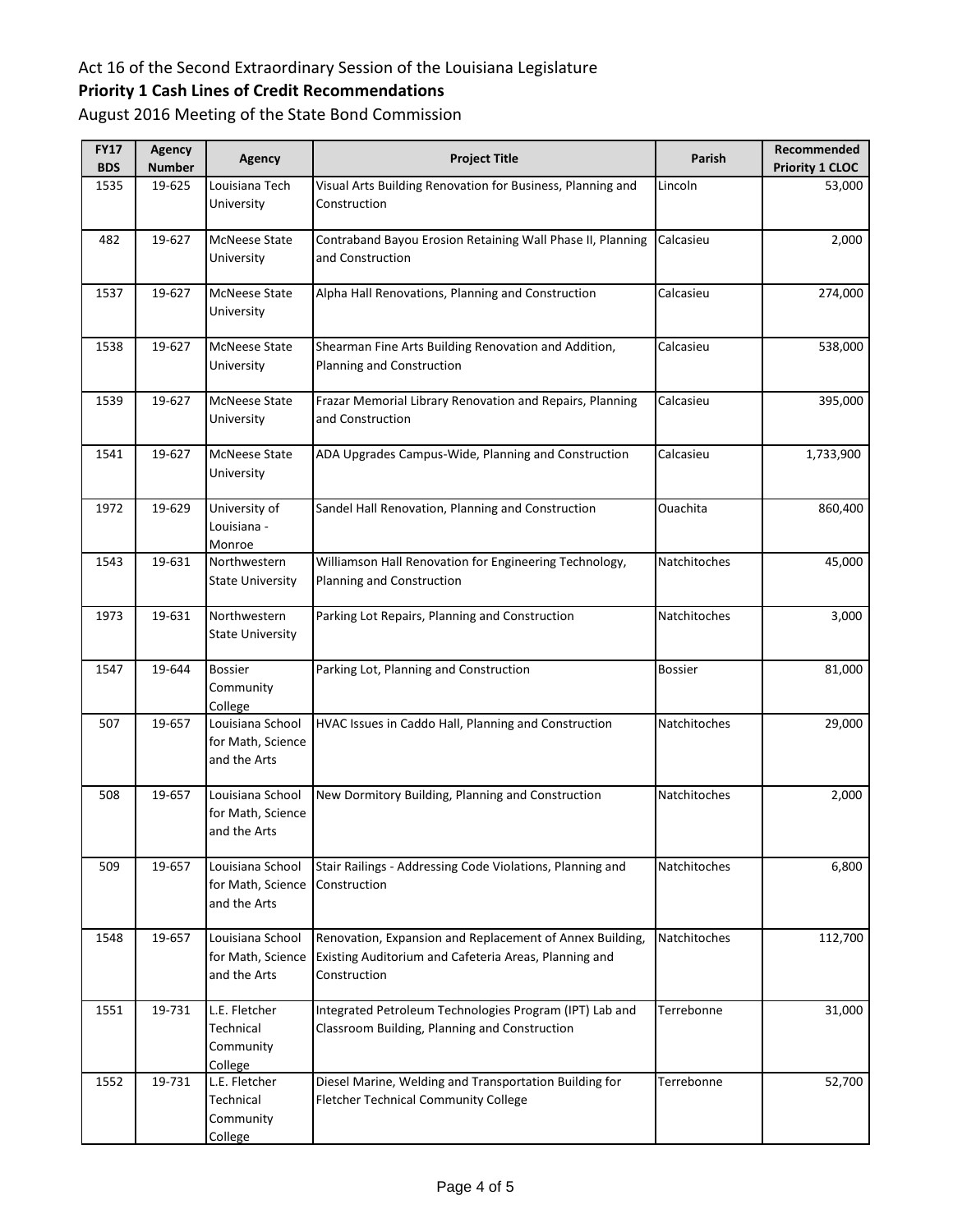Act 16 of the Second Extraordinary Session of the Louisiana Legislature

**Priority 1 Cash Lines of Credit Recommendations**

August 2016 Meeting of the State Bond Commission

| FY17 BDS | Agency Number | Agency | Project Title | Parish | Recommended Priority 1 CLOC |
|---|---|---|---|---|---|
| 1535 | 19-625 | Louisiana Tech University | Visual Arts Building Renovation for Business, Planning and Construction | Lincoln | 53,000 |
| 482 | 19-627 | McNeese State University | Contraband Bayou Erosion Retaining Wall Phase II, Planning and Construction | Calcasieu | 2,000 |
| 1537 | 19-627 | McNeese State University | Alpha Hall Renovations, Planning and Construction | Calcasieu | 274,000 |
| 1538 | 19-627 | McNeese State University | Shearman Fine Arts Building Renovation and Addition, Planning and Construction | Calcasieu | 538,000 |
| 1539 | 19-627 | McNeese State University | Frazar Memorial Library Renovation and Repairs, Planning and Construction | Calcasieu | 395,000 |
| 1541 | 19-627 | McNeese State University | ADA Upgrades Campus-Wide, Planning and Construction | Calcasieu | 1,733,900 |
| 1972 | 19-629 | University of Louisiana - Monroe | Sandel Hall Renovation, Planning and Construction | Ouachita | 860,400 |
| 1543 | 19-631 | Northwestern State University | Williamson Hall Renovation for Engineering Technology, Planning and Construction | Natchitoches | 45,000 |
| 1973 | 19-631 | Northwestern State University | Parking Lot Repairs, Planning and Construction | Natchitoches | 3,000 |
| 1547 | 19-644 | Bossier Community College | Parking Lot, Planning and Construction | Bossier | 81,000 |
| 507 | 19-657 | Louisiana School for Math, Science and the Arts | HVAC Issues in Caddo Hall, Planning and Construction | Natchitoches | 29,000 |
| 508 | 19-657 | Louisiana School for Math, Science and the Arts | New Dormitory Building, Planning and Construction | Natchitoches | 2,000 |
| 509 | 19-657 | Louisiana School for Math, Science and the Arts | Stair Railings - Addressing Code Violations, Planning and Construction | Natchitoches | 6,800 |
| 1548 | 19-657 | Louisiana School for Math, Science and the Arts | Renovation, Expansion and Replacement of Annex Building, Existing Auditorium and Cafeteria Areas, Planning and Construction | Natchitoches | 112,700 |
| 1551 | 19-731 | L.E. Fletcher Technical Community College | Integrated Petroleum Technologies Program (IPT) Lab and Classroom Building, Planning and Construction | Terrebonne | 31,000 |
| 1552 | 19-731 | L.E. Fletcher Technical Community College | Diesel Marine, Welding and Transportation Building for Fletcher Technical Community College | Terrebonne | 52,700 |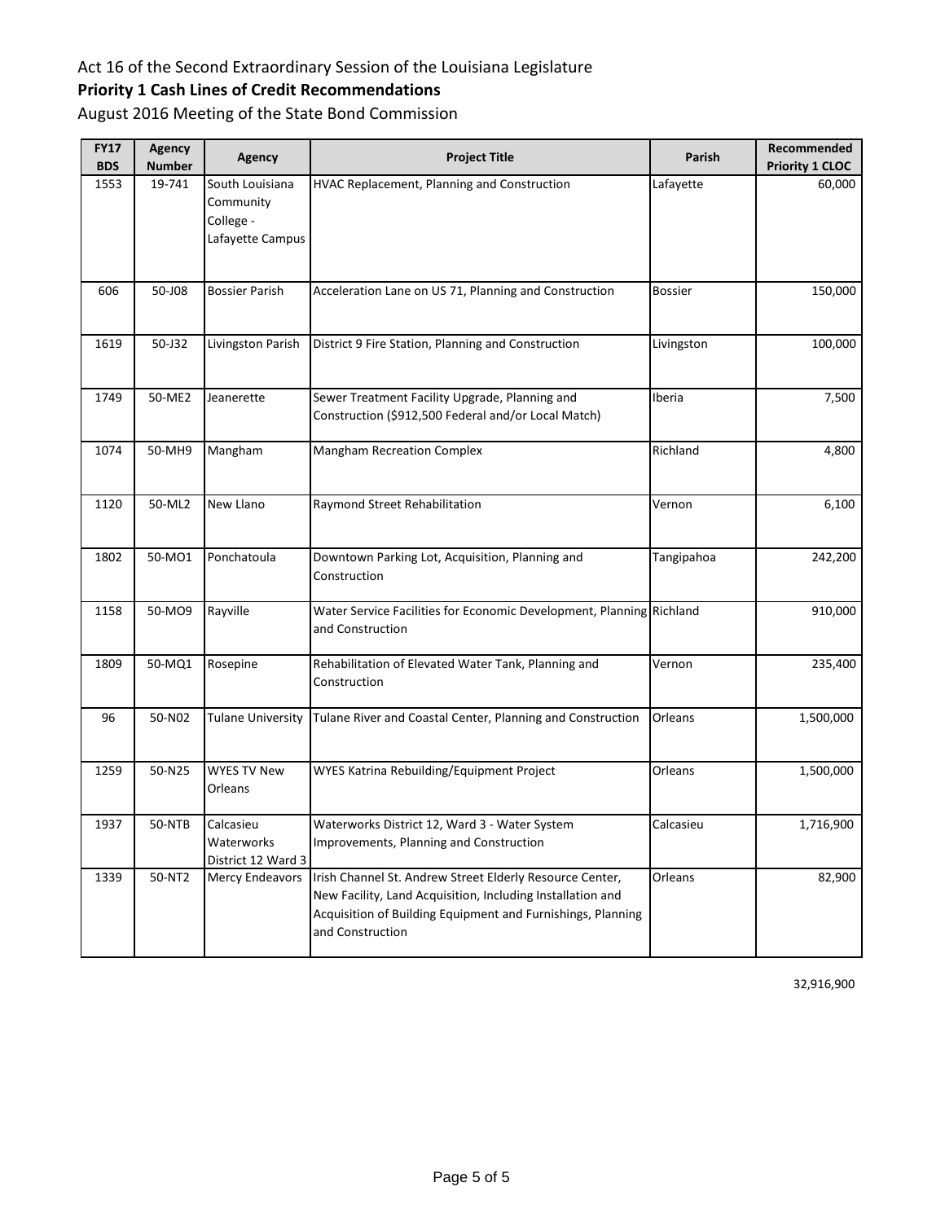Act 16 of the Second Extraordinary Session of the Louisiana Legislature

**Priority 1 Cash Lines of Credit Recommendations**

August 2016 Meeting of the State Bond Commission

| FY17 BDS | Agency Number | Agency | Project Title | Parish | Recommended Priority 1 CLOC |
|---|---|---|---|---|---|
| 1553 | 19-741 | South Louisiana Community College - Lafayette Campus | HVAC Replacement, Planning and Construction | Lafayette | 60,000 |
| 606 | 50-J08 | Bossier Parish | Acceleration Lane on US 71, Planning and Construction | Bossier | 150,000 |
| 1619 | 50-J32 | Livingston Parish | District 9 Fire Station, Planning and Construction | Livingston | 100,000 |
| 1749 | 50-ME2 | Jeanerette | Sewer Treatment Facility Upgrade, Planning and Construction ($912,500 Federal and/or Local Match) | Iberia | 7,500 |
| 1074 | 50-MH9 | Mangham | Mangham Recreation Complex | Richland | 4,800 |
| 1120 | 50-ML2 | New Llano | Raymond Street Rehabilitation | Vernon | 6,100 |
| 1802 | 50-MO1 | Ponchatoula | Downtown Parking Lot, Acquisition, Planning and Construction | Tangipahoa | 242,200 |
| 1158 | 50-MO9 | Rayville | Water Service Facilities for Economic Development, Planning and Construction | Richland | 910,000 |
| 1809 | 50-MQ1 | Rosepine | Rehabilitation of Elevated Water Tank, Planning and Construction | Vernon | 235,400 |
| 96 | 50-N02 | Tulane University | Tulane River and Coastal Center, Planning and Construction | Orleans | 1,500,000 |
| 1259 | 50-N25 | WYES TV New Orleans | WYES Katrina Rebuilding/Equipment Project | Orleans | 1,500,000 |
| 1937 | 50-NTB | Calcasieu Waterworks District 12 Ward 3 | Waterworks District 12, Ward 3 - Water System Improvements, Planning and Construction | Calcasieu | 1,716,900 |
| 1339 | 50-NT2 | Mercy Endeavors | Irish Channel St. Andrew Street Elderly Resource Center, New Facility, Land Acquisition, Including Installation and Acquisition of Building Equipment and Furnishings, Planning and Construction | Orleans | 82,900 |

32,916,900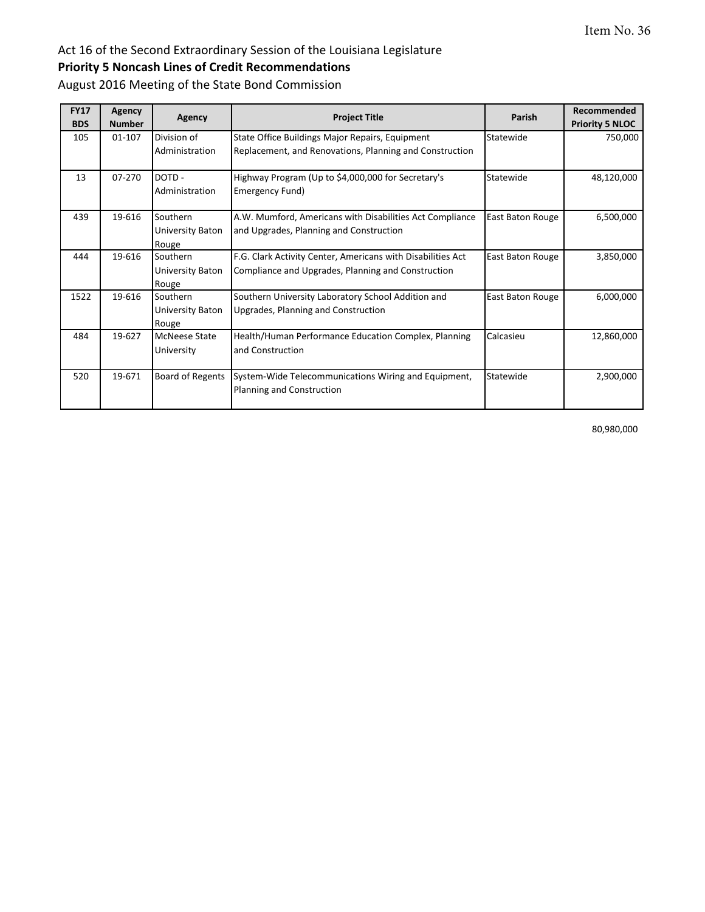Item No. 36

Act 16 of the Second Extraordinary Session of the Louisiana Legislature

**Priority 5 Noncash Lines of Credit Recommendations**

August 2016 Meeting of the State Bond Commission

| FY17 BDS | Agency Number | Agency | Project Title | Parish | Recommended Priority 5 NLOC |
|---|---|---|---|---|---|
| 105 | 01-107 | Division of Administration | State Office Buildings Major Repairs, Equipment Replacement, and Renovations, Planning and Construction | Statewide | 750,000 |
| 13 | 07-270 | DOTD - Administration | Highway Program (Up to $4,000,000 for Secretary's Emergency Fund) | Statewide | 48,120,000 |
| 439 | 19-616 | Southern University Baton Rouge | A.W. Mumford, Americans with Disabilities Act Compliance and Upgrades, Planning and Construction | East Baton Rouge | 6,500,000 |
| 444 | 19-616 | Southern University Baton Rouge | F.G. Clark Activity Center, Americans with Disabilities Act Compliance and Upgrades, Planning and Construction | East Baton Rouge | 3,850,000 |
| 1522 | 19-616 | Southern University Baton Rouge | Southern University Laboratory School Addition and Upgrades, Planning and Construction | East Baton Rouge | 6,000,000 |
| 484 | 19-627 | McNeese State University | Health/Human Performance Education Complex, Planning and Construction | Calcasieu | 12,860,000 |
| 520 | 19-671 | Board of Regents | System-Wide Telecommunications Wiring and Equipment, Planning and Construction | Statewide | 2,900,000 |
| | | | | | 80,980,000 |